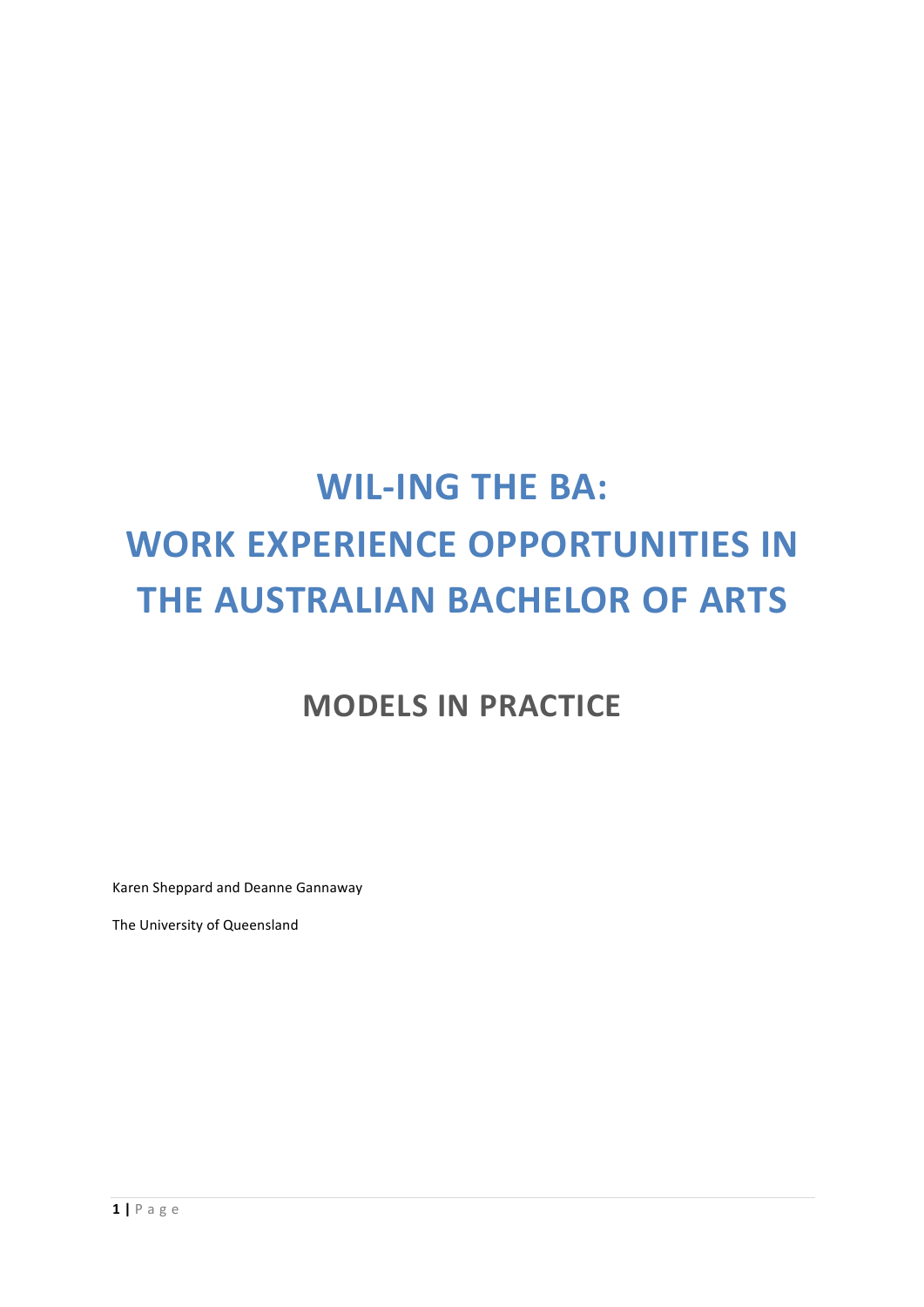# WIL-ING THE BA: WORK EXPERIENCE OPPORTUNITIES IN THE AUSTRALIAN BACHELOR OF ARTS

## MODELS IN PRACTICE

Karen Sheppard and Deanne Gannaway

The University of Queensland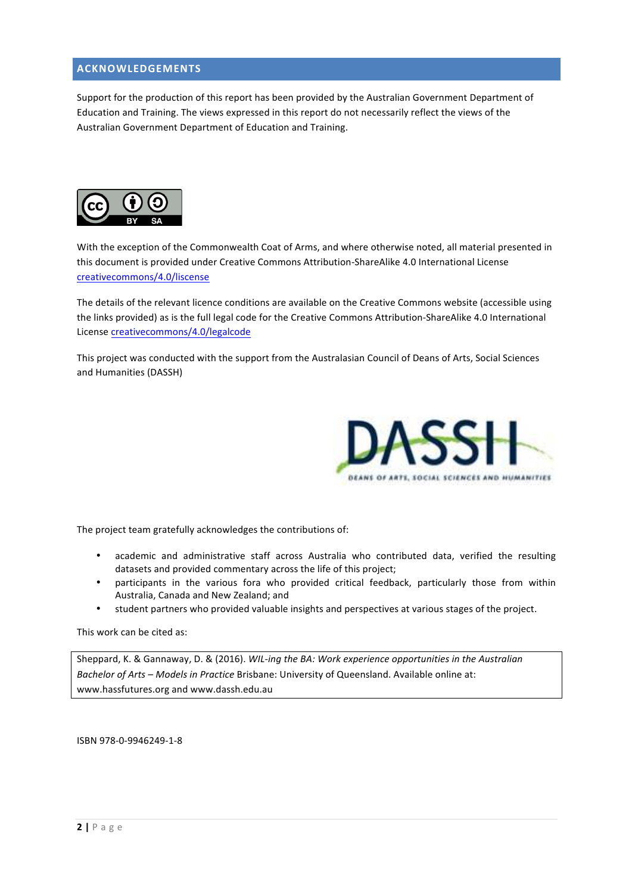## ACKNOWLEDGEMENTS

Support for the production of this report has been provided by the Australian Government Department of Education and Training. The views expressed in this report do not necessarily reflect the views of the Australian Government Department of Education and Training.

With the exception of the Commonwealth Coat of Arms, and where otherwise noted, all material presented in this document is provided under Creative Commons Attribution-ShareAlike 4.0 International License [creativecommons/4.0/liscense](creativecommons/4.0/liscense)

The details of the relevant licence conditions are available on the Creative Commons website (accessible using the links provided) as is the full legal code for the Creative Commons Attribution-ShareAlike 4.0 International License [creativecommons/4.0/legalcode](creativecommons/4.0/legalcode)

This project was conducted with the support from the Australasian Council of Deans of Arts, Social Sciences and Humanities (DASSH)

The project team gratefully acknowledges the contributions of:

- academic and administrative staff across Australia who contributed data, verified the resulting datasets and provided commentary across the life of this project;
- participants in the various fora who provided critical feedback, particularly those from within Australia, Canada and New Zealand; and
- student partners who provided valuable insights and perspectives at various stages of the project.

This work can be cited as:

> Sheppard, K. & Gannaway, D. & (2016). *WIL-ing the BA: Work experience opportunities in the Australian Bachelor of Arts – Models in Practice* Brisbane: University of Queensland. Available online at: www.hassfutures.org and www.dassh.edu.au

ISBN 978-0-9946249-1-8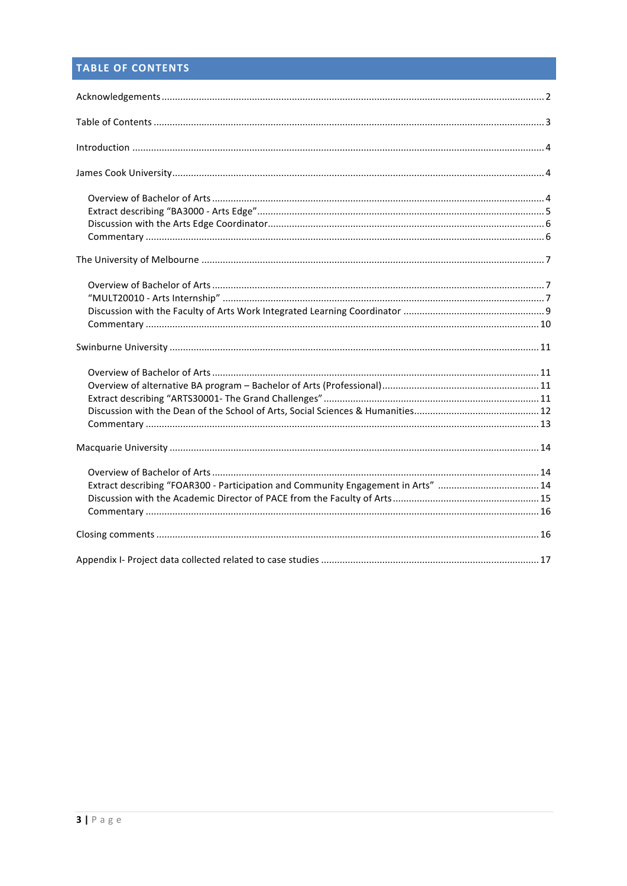## TABLE OF CONTENTS

Acknowledgements .......... 2

Table of Contents .......... 3

Introduction .......... 4

James Cook University .......... 4

- Overview of Bachelor of Arts .......... 4
- Extract describing "BA3000 - Arts Edge" .......... 5
- Discussion with the Arts Edge Coordinator .......... 6
- Commentary .......... 6

The University of Melbourne .......... 7

- Overview of Bachelor of Arts .......... 7
- "MULT20010 - Arts Internship" .......... 7
- Discussion with the Faculty of Arts Work Integrated Learning Coordinator .......... 9
- Commentary .......... 10

Swinburne University .......... 11

- Overview of Bachelor of Arts .......... 11
- Overview of alternative BA program – Bachelor of Arts (Professional) .......... 11
- Extract describing "ARTS30001- The Grand Challenges" .......... 11
- Discussion with the Dean of the School of Arts, Social Sciences & Humanities .......... 12
- Commentary .......... 13

Macquarie University .......... 14

- Overview of Bachelor of Arts .......... 14
- Extract describing "FOAR300 - Participation and Community Engagement in Arts" .......... 14
- Discussion with the Academic Director of PACE from the Faculty of Arts .......... 15
- Commentary .......... 16

Closing comments .......... 16

Appendix I- Project data collected related to case studies .......... 17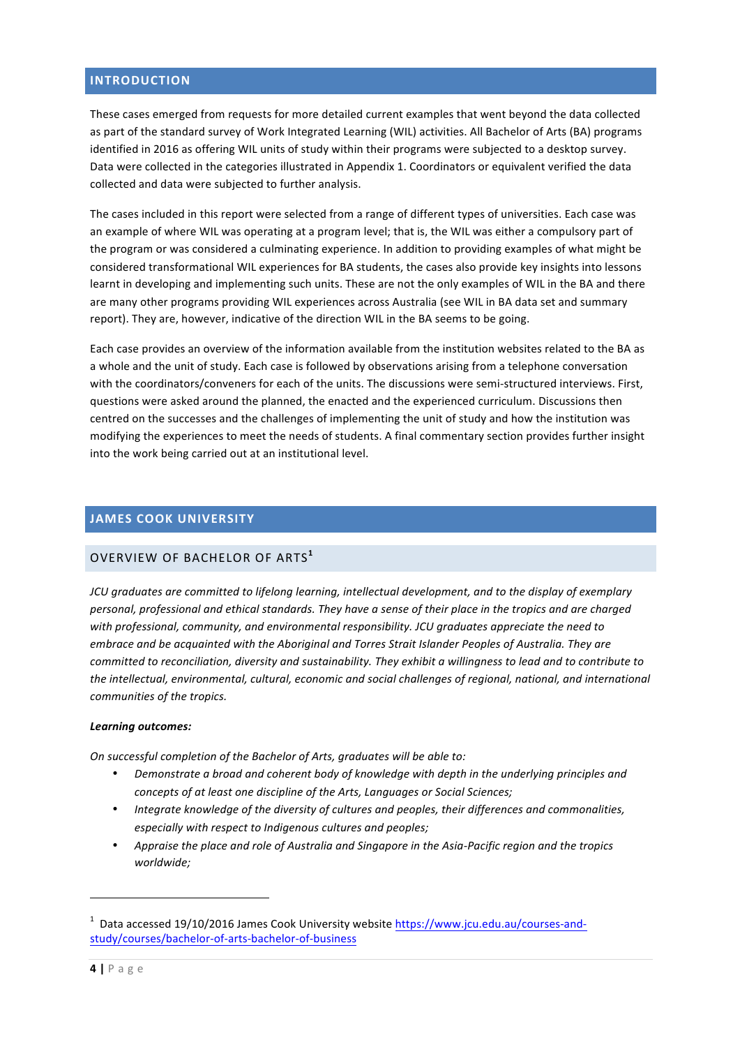## INTRODUCTION

These cases emerged from requests for more detailed current examples that went beyond the data collected as part of the standard survey of Work Integrated Learning (WIL) activities. All Bachelor of Arts (BA) programs identified in 2016 as offering WIL units of study within their programs were subjected to a desktop survey. Data were collected in the categories illustrated in Appendix 1. Coordinators or equivalent verified the data collected and data were subjected to further analysis.

The cases included in this report were selected from a range of different types of universities. Each case was an example of where WIL was operating at a program level; that is, the WIL was either a compulsory part of the program or was considered a culminating experience. In addition to providing examples of what might be considered transformational WIL experiences for BA students, the cases also provide key insights into lessons learnt in developing and implementing such units. These are not the only examples of WIL in the BA and there are many other programs providing WIL experiences across Australia (see WIL in BA data set and summary report). They are, however, indicative of the direction WIL in the BA seems to be going.

Each case provides an overview of the information available from the institution websites related to the BA as a whole and the unit of study. Each case is followed by observations arising from a telephone conversation with the coordinators/conveners for each of the units. The discussions were semi-structured interviews. First, questions were asked around the planned, the enacted and the experienced curriculum. Discussions then centred on the successes and the challenges of implementing the unit of study and how the institution was modifying the experiences to meet the needs of students. A final commentary section provides further insight into the work being carried out at an institutional level.

## JAMES COOK UNIVERSITY

### OVERVIEW OF BACHELOR OF ARTS[1]

*JCU graduates are committed to lifelong learning, intellectual development, and to the display of exemplary personal, professional and ethical standards. They have a sense of their place in the tropics and are charged with professional, community, and environmental responsibility. JCU graduates appreciate the need to embrace and be acquainted with the Aboriginal and Torres Strait Islander Peoples of Australia. They are committed to reconciliation, diversity and sustainability. They exhibit a willingness to lead and to contribute to the intellectual, environmental, cultural, economic and social challenges of regional, national, and international communities of the tropics.*

***Learning outcomes:***

*On successful completion of the Bachelor of Arts, graduates will be able to:*

- *Demonstrate a broad and coherent body of knowledge with depth in the underlying principles and concepts of at least one discipline of the Arts, Languages or Social Sciences;*
- *Integrate knowledge of the diversity of cultures and peoples, their differences and commonalities, especially with respect to Indigenous cultures and peoples;*
- *Appraise the place and role of Australia and Singapore in the Asia-Pacific region and the tropics worldwide;*

---

[1] Data accessed 19/10/2016 James Cook University website https://www.jcu.edu.au/courses-and-study/courses/bachelor-of-arts-bachelor-of-business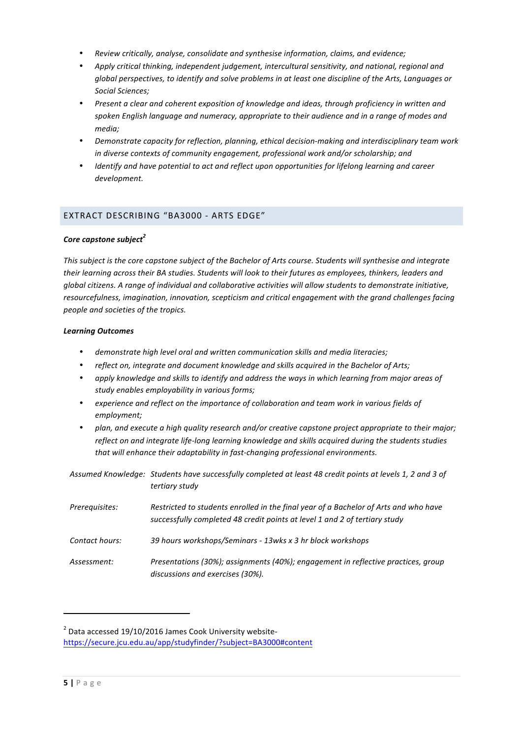- *Review critically, analyse, consolidate and synthesise information, claims, and evidence;*
- *Apply critical thinking, independent judgement, intercultural sensitivity, and national, regional and global perspectives, to identify and solve problems in at least one discipline of the Arts, Languages or Social Sciences;*
- *Present a clear and coherent exposition of knowledge and ideas, through proficiency in written and spoken English language and numeracy, appropriate to their audience and in a range of modes and media;*
- *Demonstrate capacity for reflection, planning, ethical decision-making and interdisciplinary team work in diverse contexts of community engagement, professional work and/or scholarship; and*
- *Identify and have potential to act and reflect upon opportunities for lifelong learning and career development.*

## EXTRACT DESCRIBING "BA3000 - ARTS EDGE"

***Core capstone subject[2]***

*This subject is the core capstone subject of the Bachelor of Arts course. Students will synthesise and integrate their learning across their BA studies. Students will look to their futures as employees, thinkers, leaders and global citizens. A range of individual and collaborative activities will allow students to demonstrate initiative, resourcefulness, imagination, innovation, scepticism and critical engagement with the grand challenges facing people and societies of the tropics.*

***Learning Outcomes***

- *demonstrate high level oral and written communication skills and media literacies;*
- *reflect on, integrate and document knowledge and skills acquired in the Bachelor of Arts;*
- *apply knowledge and skills to identify and address the ways in which learning from major areas of study enables employability in various forms;*
- *experience and reflect on the importance of collaboration and team work in various fields of employment;*
- *plan, and execute a high quality research and/or creative capstone project appropriate to their major; reflect on and integrate life-long learning knowledge and skills acquired during the students studies that will enhance their adaptability in fast-changing professional environments.*

| | |
|---|---|
| *Assumed Knowledge:* | *Students have successfully completed at least 48 credit points at levels 1, 2 and 3 of tertiary study* |
| *Prerequisites:* | *Restricted to students enrolled in the final year of a Bachelor of Arts and who have successfully completed 48 credit points at level 1 and 2 of tertiary study* |
| *Contact hours:* | *39 hours workshops/Seminars - 13wks x 3 hr block workshops* |
| *Assessment:* | *Presentations (30%); assignments (40%); engagement in reflective practices, group discussions and exercises (30%).* |

[2] Data accessed 19/10/2016 James Cook University website- https://secure.jcu.edu.au/app/studyfinder/?subject=BA3000#content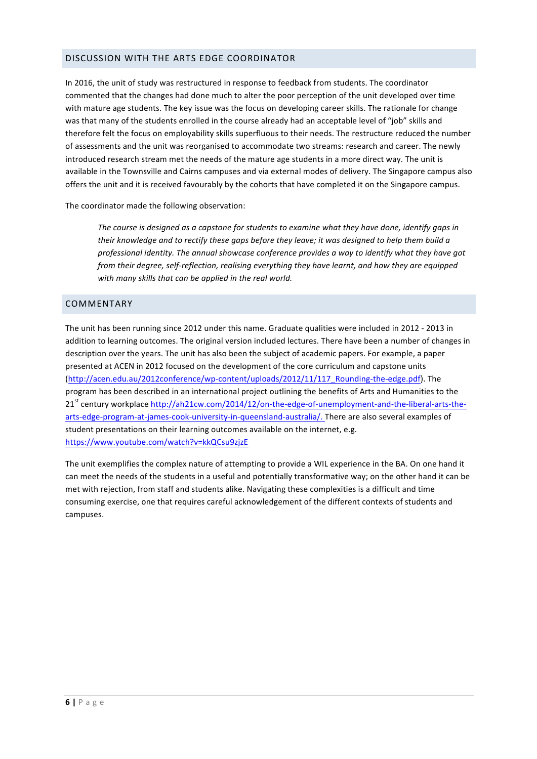## DISCUSSION WITH THE ARTS EDGE COORDINATOR

In 2016, the unit of study was restructured in response to feedback from students. The coordinator commented that the changes had done much to alter the poor perception of the unit developed over time with mature age students. The key issue was the focus on developing career skills. The rationale for change was that many of the students enrolled in the course already had an acceptable level of "job" skills and therefore felt the focus on employability skills superfluous to their needs. The restructure reduced the number of assessments and the unit was reorganised to accommodate two streams: research and career. The newly introduced research stream met the needs of the mature age students in a more direct way. The unit is available in the Townsville and Cairns campuses and via external modes of delivery. The Singapore campus also offers the unit and it is received favourably by the cohorts that have completed it on the Singapore campus.

The coordinator made the following observation:

> *The course is designed as a capstone for students to examine what they have done, identify gaps in their knowledge and to rectify these gaps before they leave; it was designed to help them build a professional identity. The annual showcase conference provides a way to identify what they have got from their degree, self-reflection, realising everything they have learnt, and how they are equipped with many skills that can be applied in the real world.*

## COMMENTARY

The unit has been running since 2012 under this name. Graduate qualities were included in 2012 - 2013 in addition to learning outcomes. The original version included lectures. There have been a number of changes in description over the years. The unit has also been the subject of academic papers. For example, a paper presented at ACEN in 2012 focused on the development of the core curriculum and capstone units (http://acen.edu.au/2012conference/wp-content/uploads/2012/11/117_Rounding-the-edge.pdf). The program has been described in an international project outlining the benefits of Arts and Humanities to the 21st century workplace http://ah21cw.com/2014/12/on-the-edge-of-unemployment-and-the-liberal-arts-the-arts-edge-program-at-james-cook-university-in-queensland-australia/. There are also several examples of student presentations on their learning outcomes available on the internet, e.g. https://www.youtube.com/watch?v=kkQCsu9zjzE

The unit exemplifies the complex nature of attempting to provide a WIL experience in the BA. On one hand it can meet the needs of the students in a useful and potentially transformative way; on the other hand it can be met with rejection, from staff and students alike. Navigating these complexities is a difficult and time consuming exercise, one that requires careful acknowledgement of the different contexts of students and campuses.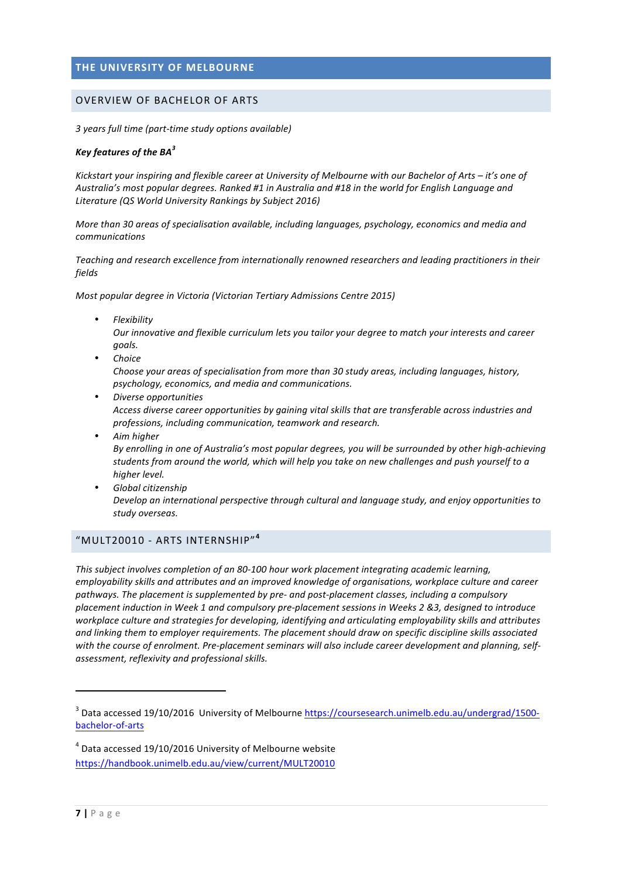## THE UNIVERSITY OF MELBOURNE

### OVERVIEW OF BACHELOR OF ARTS

*3 years full time (part-time study options available)*

***Key features of the BA***[3]

*Kickstart your inspiring and flexible career at University of Melbourne with our Bachelor of Arts – it's one of Australia's most popular degrees. Ranked #1 in Australia and #18 in the world for English Language and Literature (QS World University Rankings by Subject 2016)*

*More than 30 areas of specialisation available, including languages, psychology, economics and media and communications*

*Teaching and research excellence from internationally renowned researchers and leading practitioners in their fields*

*Most popular degree in Victoria (Victorian Tertiary Admissions Centre 2015)*

- *Flexibility*
  *Our innovative and flexible curriculum lets you tailor your degree to match your interests and career goals.*
- *Choice*
  *Choose your areas of specialisation from more than 30 study areas, including languages, history, psychology, economics, and media and communications.*
- *Diverse opportunities*
  *Access diverse career opportunities by gaining vital skills that are transferable across industries and professions, including communication, teamwork and research.*
- *Aim higher*
  *By enrolling in one of Australia's most popular degrees, you will be surrounded by other high-achieving students from around the world, which will help you take on new challenges and push yourself to a higher level.*
- *Global citizenship*
  *Develop an international perspective through cultural and language study, and enjoy opportunities to study overseas.*

### "MULT20010 - ARTS INTERNSHIP"[4]

*This subject involves completion of an 80-100 hour work placement integrating academic learning, employability skills and attributes and an improved knowledge of organisations, workplace culture and career pathways. The placement is supplemented by pre- and post-placement classes, including a compulsory placement induction in Week 1 and compulsory pre-placement sessions in Weeks 2 &3, designed to introduce workplace culture and strategies for developing, identifying and articulating employability skills and attributes and linking them to employer requirements. The placement should draw on specific discipline skills associated with the course of enrolment. Pre-placement seminars will also include career development and planning, self-assessment, reflexivity and professional skills.*

---

[3] Data accessed 19/10/2016 University of Melbourne https://coursesearch.unimelb.edu.au/undergrad/1500-bachelor-of-arts

[4] Data accessed 19/10/2016 University of Melbourne website https://handbook.unimelb.edu.au/view/current/MULT20010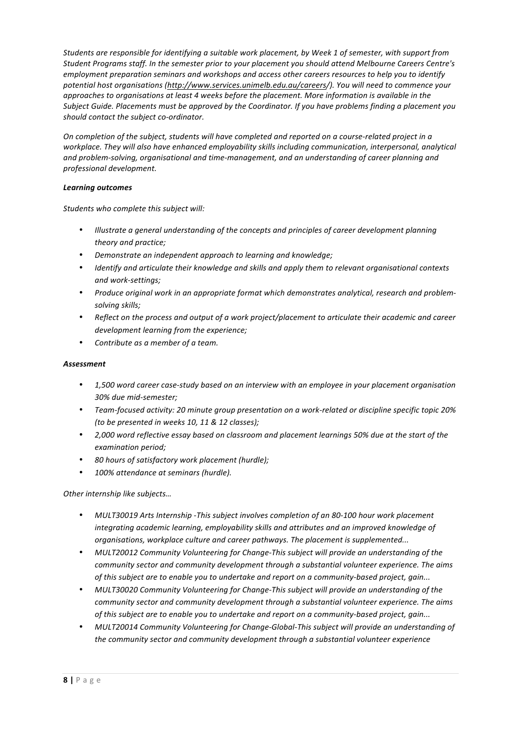*Students are responsible for identifying a suitable work placement, by Week 1 of semester, with support from Student Programs staff. In the semester prior to your placement you should attend Melbourne Careers Centre's employment preparation seminars and workshops and access other careers resources to help you to identify potential host organisations (http://www.services.unimelb.edu.au/careers/). You will need to commence your approaches to organisations at least 4 weeks before the placement. More information is available in the Subject Guide. Placements must be approved by the Coordinator. If you have problems finding a placement you should contact the subject co-ordinator.*

*On completion of the subject, students will have completed and reported on a course-related project in a workplace. They will also have enhanced employability skills including communication, interpersonal, analytical and problem-solving, organisational and time-management, and an understanding of career planning and professional development.*

***Learning outcomes***

*Students who complete this subject will:*

- *Illustrate a general understanding of the concepts and principles of career development planning theory and practice;*
- *Demonstrate an independent approach to learning and knowledge;*
- *Identify and articulate their knowledge and skills and apply them to relevant organisational contexts and work-settings;*
- *Produce original work in an appropriate format which demonstrates analytical, research and problem-solving skills;*
- *Reflect on the process and output of a work project/placement to articulate their academic and career development learning from the experience;*
- *Contribute as a member of a team.*

***Assessment***

- *1,500 word career case-study based on an interview with an employee in your placement organisation 30% due mid-semester;*
- *Team-focused activity: 20 minute group presentation on a work-related or discipline specific topic 20% (to be presented in weeks 10, 11 & 12 classes);*
- *2,000 word reflective essay based on classroom and placement learnings 50% due at the start of the examination period;*
- *80 hours of satisfactory work placement (hurdle);*
- *100% attendance at seminars (hurdle).*

*Other internship like subjects…*

- *MULT30019 Arts Internship -This subject involves completion of an 80-100 hour work placement integrating academic learning, employability skills and attributes and an improved knowledge of organisations, workplace culture and career pathways. The placement is supplemented...*
- *MULT20012 Community Volunteering for Change-This subject will provide an understanding of the community sector and community development through a substantial volunteer experience. The aims of this subject are to enable you to undertake and report on a community-based project, gain...*
- *MULT30020 Community Volunteering for Change-This subject will provide an understanding of the community sector and community development through a substantial volunteer experience. The aims of this subject are to enable you to undertake and report on a community-based project, gain...*
- *MULT20014 Community Volunteering for Change-Global-This subject will provide an understanding of the community sector and community development through a substantial volunteer experience*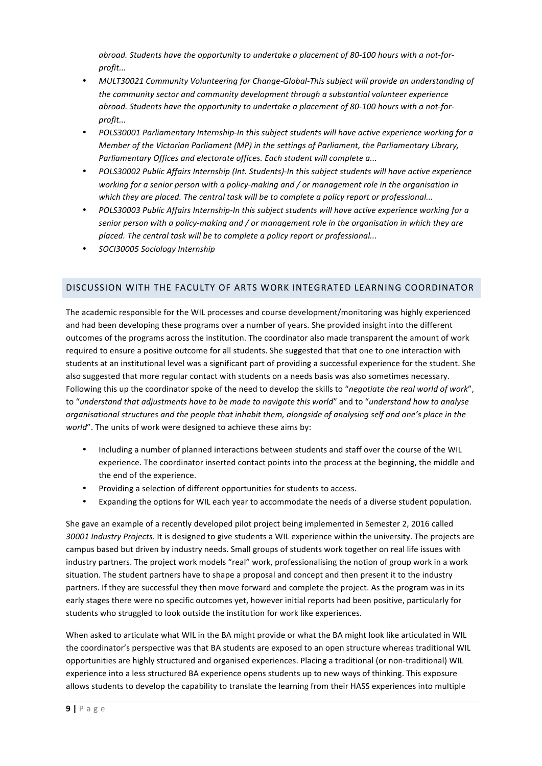*abroad. Students have the opportunity to undertake a placement of 80-100 hours with a not-for-profit...*

- *MULT30021 Community Volunteering for Change-Global-This subject will provide an understanding of the community sector and community development through a substantial volunteer experience abroad. Students have the opportunity to undertake a placement of 80-100 hours with a not-for-profit...*
- *POLS30001 Parliamentary Internship-In this subject students will have active experience working for a Member of the Victorian Parliament (MP) in the settings of Parliament, the Parliamentary Library, Parliamentary Offices and electorate offices. Each student will complete a...*
- *POLS30002 Public Affairs Internship (Int. Students)-In this subject students will have active experience working for a senior person with a policy-making and / or management role in the organisation in which they are placed. The central task will be to complete a policy report or professional...*
- *POLS30003 Public Affairs Internship-In this subject students will have active experience working for a senior person with a policy-making and / or management role in the organisation in which they are placed. The central task will be to complete a policy report or professional...*
- *SOCI30005 Sociology Internship*

## DISCUSSION WITH THE FACULTY OF ARTS WORK INTEGRATED LEARNING COORDINATOR

The academic responsible for the WIL processes and course development/monitoring was highly experienced and had been developing these programs over a number of years. She provided insight into the different outcomes of the programs across the institution. The coordinator also made transparent the amount of work required to ensure a positive outcome for all students. She suggested that that one to one interaction with students at an institutional level was a significant part of providing a successful experience for the student. She also suggested that more regular contact with students on a needs basis was also sometimes necessary. Following this up the coordinator spoke of the need to develop the skills to "*negotiate the real world of work*", to "*understand that adjustments have to be made to navigate this world*" and to "*understand how to analyse organisational structures and the people that inhabit them, alongside of analysing self and one's place in the world*". The units of work were designed to achieve these aims by:

- Including a number of planned interactions between students and staff over the course of the WIL experience. The coordinator inserted contact points into the process at the beginning, the middle and the end of the experience.
- Providing a selection of different opportunities for students to access.
- Expanding the options for WIL each year to accommodate the needs of a diverse student population.

She gave an example of a recently developed pilot project being implemented in Semester 2, 2016 called *30001 Industry Projects*. It is designed to give students a WIL experience within the university. The projects are campus based but driven by industry needs. Small groups of students work together on real life issues with industry partners. The project work models "real" work, professionalising the notion of group work in a work situation. The student partners have to shape a proposal and concept and then present it to the industry partners. If they are successful they then move forward and complete the project. As the program was in its early stages there were no specific outcomes yet, however initial reports had been positive, particularly for students who struggled to look outside the institution for work like experiences.

When asked to articulate what WIL in the BA might provide or what the BA might look like articulated in WIL the coordinator's perspective was that BA students are exposed to an open structure whereas traditional WIL opportunities are highly structured and organised experiences. Placing a traditional (or non-traditional) WIL experience into a less structured BA experience opens students up to new ways of thinking. This exposure allows students to develop the capability to translate the learning from their HASS experiences into multiple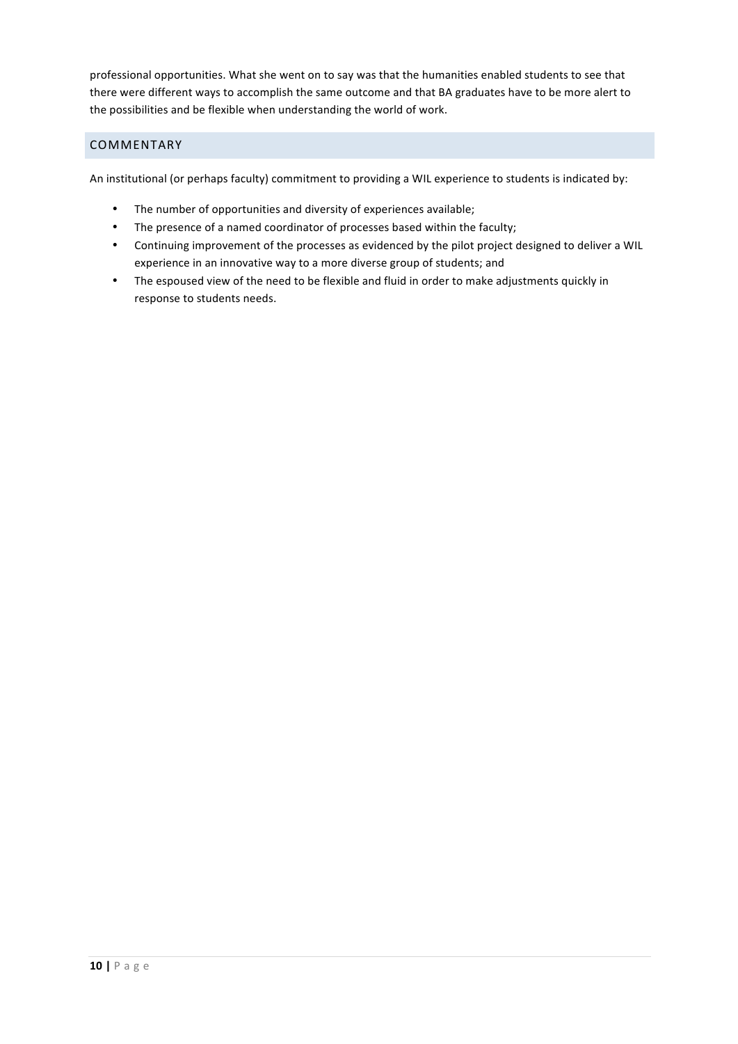professional opportunities. What she went on to say was that the humanities enabled students to see that there were different ways to accomplish the same outcome and that BA graduates have to be more alert to the possibilities and be flexible when understanding the world of work.

## COMMENTARY

An institutional (or perhaps faculty) commitment to providing a WIL experience to students is indicated by:

- The number of opportunities and diversity of experiences available;
- The presence of a named coordinator of processes based within the faculty;
- Continuing improvement of the processes as evidenced by the pilot project designed to deliver a WIL experience in an innovative way to a more diverse group of students; and
- The espoused view of the need to be flexible and fluid in order to make adjustments quickly in response to students needs.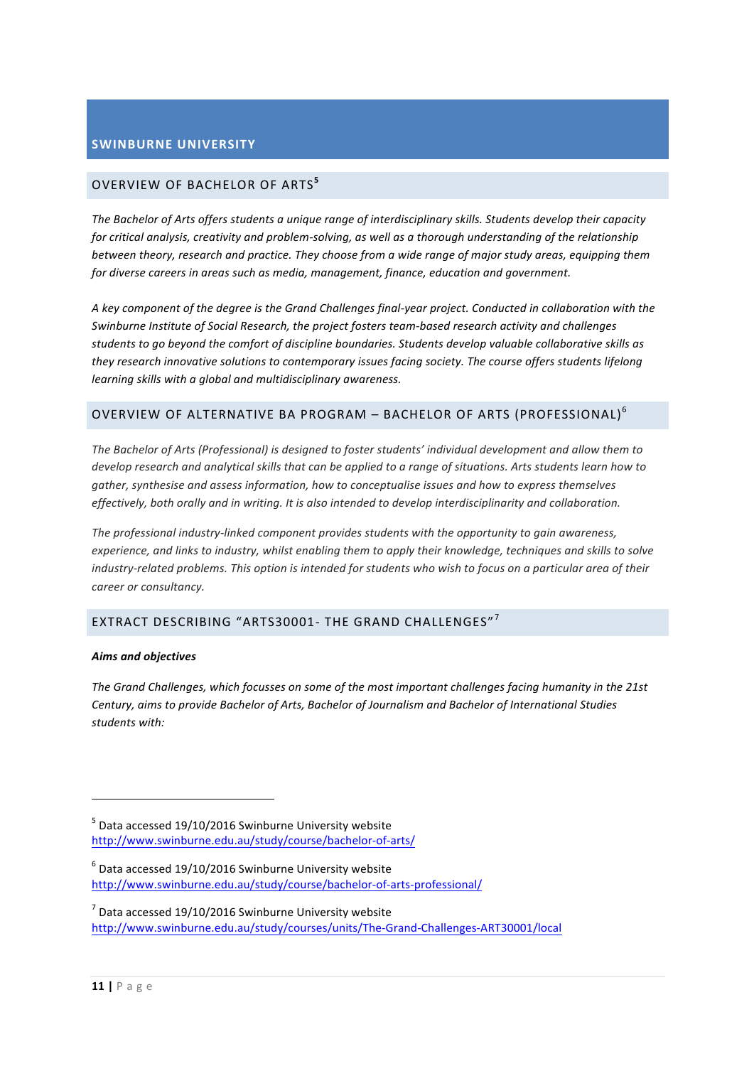## SWINBURNE UNIVERSITY

### OVERVIEW OF BACHELOR OF ARTS[5]

*The Bachelor of Arts offers students a unique range of interdisciplinary skills. Students develop their capacity for critical analysis, creativity and problem-solving, as well as a thorough understanding of the relationship between theory, research and practice. They choose from a wide range of major study areas, equipping them for diverse careers in areas such as media, management, finance, education and government.*

*A key component of the degree is the Grand Challenges final-year project. Conducted in collaboration with the Swinburne Institute of Social Research, the project fosters team-based research activity and challenges students to go beyond the comfort of discipline boundaries. Students develop valuable collaborative skills as they research innovative solutions to contemporary issues facing society. The course offers students lifelong learning skills with a global and multidisciplinary awareness.*

### OVERVIEW OF ALTERNATIVE BA PROGRAM – BACHELOR OF ARTS (PROFESSIONAL)[6]

*The Bachelor of Arts (Professional) is designed to foster students' individual development and allow them to develop research and analytical skills that can be applied to a range of situations. Arts students learn how to gather, synthesise and assess information, how to conceptualise issues and how to express themselves effectively, both orally and in writing. It is also intended to develop interdisciplinarity and collaboration.*

*The professional industry-linked component provides students with the opportunity to gain awareness, experience, and links to industry, whilst enabling them to apply their knowledge, techniques and skills to solve industry-related problems. This option is intended for students who wish to focus on a particular area of their career or consultancy.*

### EXTRACT DESCRIBING "ARTS30001- THE GRAND CHALLENGES"[7]

***Aims and objectives***

*The Grand Challenges, which focusses on some of the most important challenges facing humanity in the 21st Century, aims to provide Bachelor of Arts, Bachelor of Journalism and Bachelor of International Studies students with:*

---

[5] Data accessed 19/10/2016 Swinburne University website http://www.swinburne.edu.au/study/course/bachelor-of-arts/

[6] Data accessed 19/10/2016 Swinburne University website http://www.swinburne.edu.au/study/course/bachelor-of-arts-professional/

[7] Data accessed 19/10/2016 Swinburne University website http://www.swinburne.edu.au/study/courses/units/The-Grand-Challenges-ART30001/local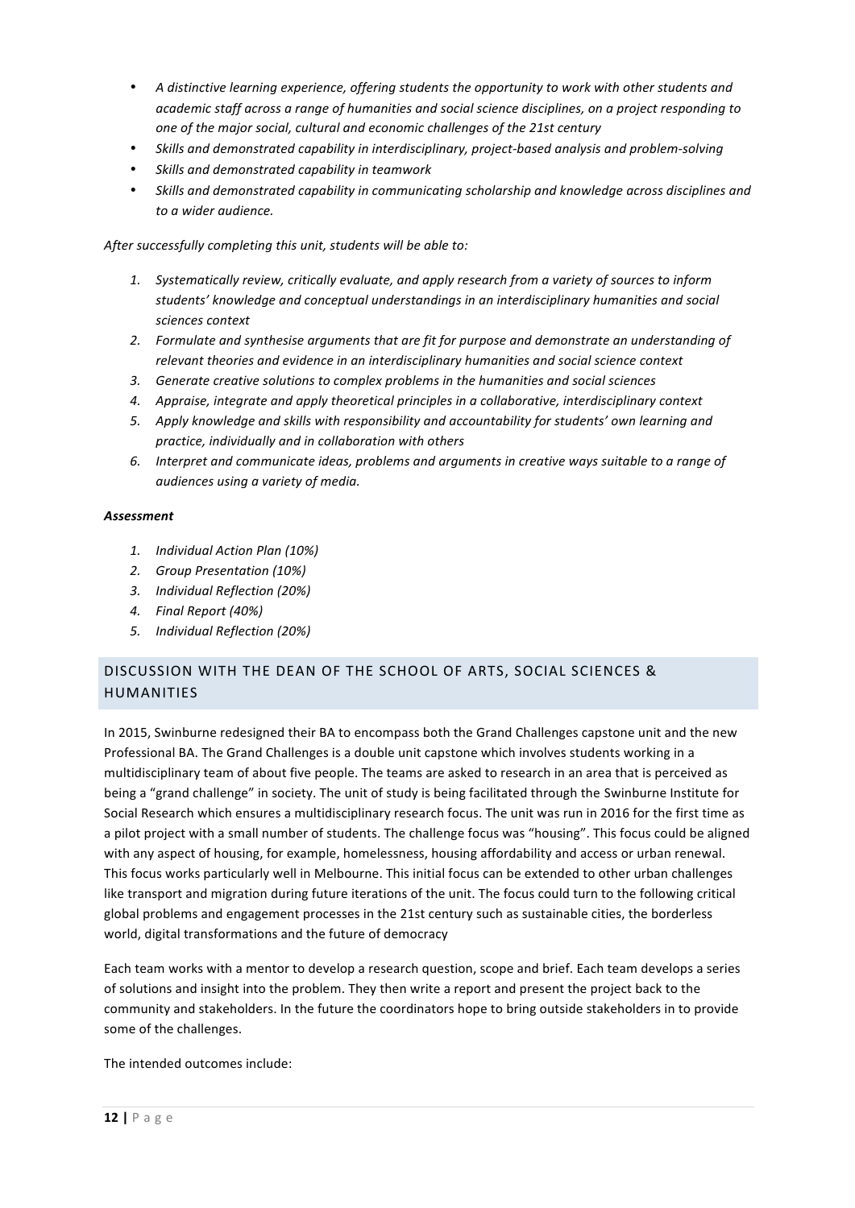- *A distinctive learning experience, offering students the opportunity to work with other students and academic staff across a range of humanities and social science disciplines, on a project responding to one of the major social, cultural and economic challenges of the 21st century*
- *Skills and demonstrated capability in interdisciplinary, project-based analysis and problem-solving*
- *Skills and demonstrated capability in teamwork*
- *Skills and demonstrated capability in communicating scholarship and knowledge across disciplines and to a wider audience.*

*After successfully completing this unit, students will be able to:*

1. *Systematically review, critically evaluate, and apply research from a variety of sources to inform students' knowledge and conceptual understandings in an interdisciplinary humanities and social sciences context*
2. *Formulate and synthesise arguments that are fit for purpose and demonstrate an understanding of relevant theories and evidence in an interdisciplinary humanities and social science context*
3. *Generate creative solutions to complex problems in the humanities and social sciences*
4. *Appraise, integrate and apply theoretical principles in a collaborative, interdisciplinary context*
5. *Apply knowledge and skills with responsibility and accountability for students' own learning and practice, individually and in collaboration with others*
6. *Interpret and communicate ideas, problems and arguments in creative ways suitable to a range of audiences using a variety of media.*

***Assessment***

1. *Individual Action Plan (10%)*
2. *Group Presentation (10%)*
3. *Individual Reflection (20%)*
4. *Final Report (40%)*
5. *Individual Reflection (20%)*

## DISCUSSION WITH THE DEAN OF THE SCHOOL OF ARTS, SOCIAL SCIENCES & HUMANITIES

In 2015, Swinburne redesigned their BA to encompass both the Grand Challenges capstone unit and the new Professional BA. The Grand Challenges is a double unit capstone which involves students working in a multidisciplinary team of about five people. The teams are asked to research in an area that is perceived as being a "grand challenge" in society. The unit of study is being facilitated through the Swinburne Institute for Social Research which ensures a multidisciplinary research focus. The unit was run in 2016 for the first time as a pilot project with a small number of students. The challenge focus was "housing". This focus could be aligned with any aspect of housing, for example, homelessness, housing affordability and access or urban renewal. This focus works particularly well in Melbourne. This initial focus can be extended to other urban challenges like transport and migration during future iterations of the unit. The focus could turn to the following critical global problems and engagement processes in the 21st century such as sustainable cities, the borderless world, digital transformations and the future of democracy

Each team works with a mentor to develop a research question, scope and brief. Each team develops a series of solutions and insight into the problem. They then write a report and present the project back to the community and stakeholders. In the future the coordinators hope to bring outside stakeholders in to provide some of the challenges.

The intended outcomes include: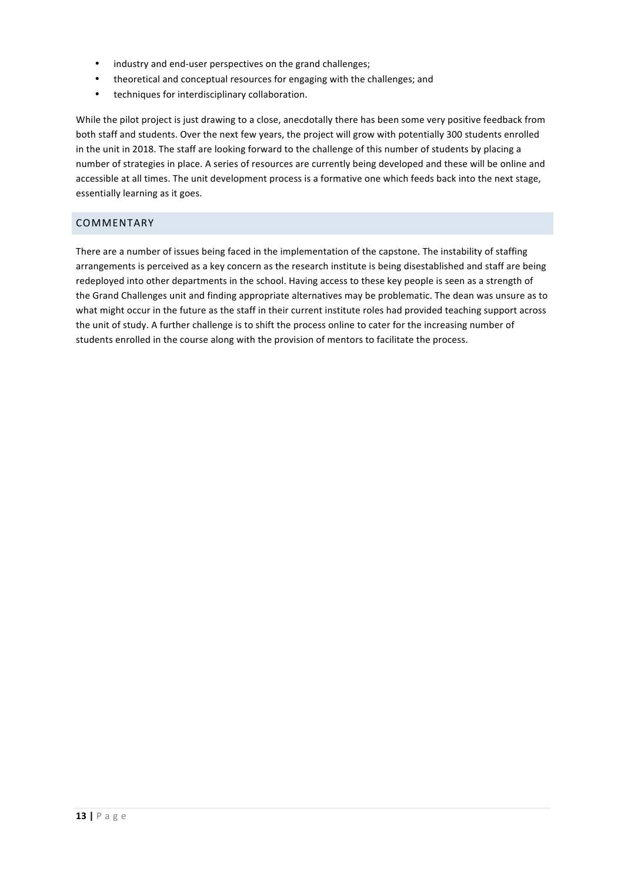- industry and end-user perspectives on the grand challenges;
- theoretical and conceptual resources for engaging with the challenges; and
- techniques for interdisciplinary collaboration.

While the pilot project is just drawing to a close, anecdotally there has been some very positive feedback from both staff and students. Over the next few years, the project will grow with potentially 300 students enrolled in the unit in 2018. The staff are looking forward to the challenge of this number of students by placing a number of strategies in place. A series of resources are currently being developed and these will be online and accessible at all times. The unit development process is a formative one which feeds back into the next stage, essentially learning as it goes.

## COMMENTARY

There are a number of issues being faced in the implementation of the capstone. The instability of staffing arrangements is perceived as a key concern as the research institute is being disestablished and staff are being redeployed into other departments in the school. Having access to these key people is seen as a strength of the Grand Challenges unit and finding appropriate alternatives may be problematic. The dean was unsure as to what might occur in the future as the staff in their current institute roles had provided teaching support across the unit of study. A further challenge is to shift the process online to cater for the increasing number of students enrolled in the course along with the provision of mentors to facilitate the process.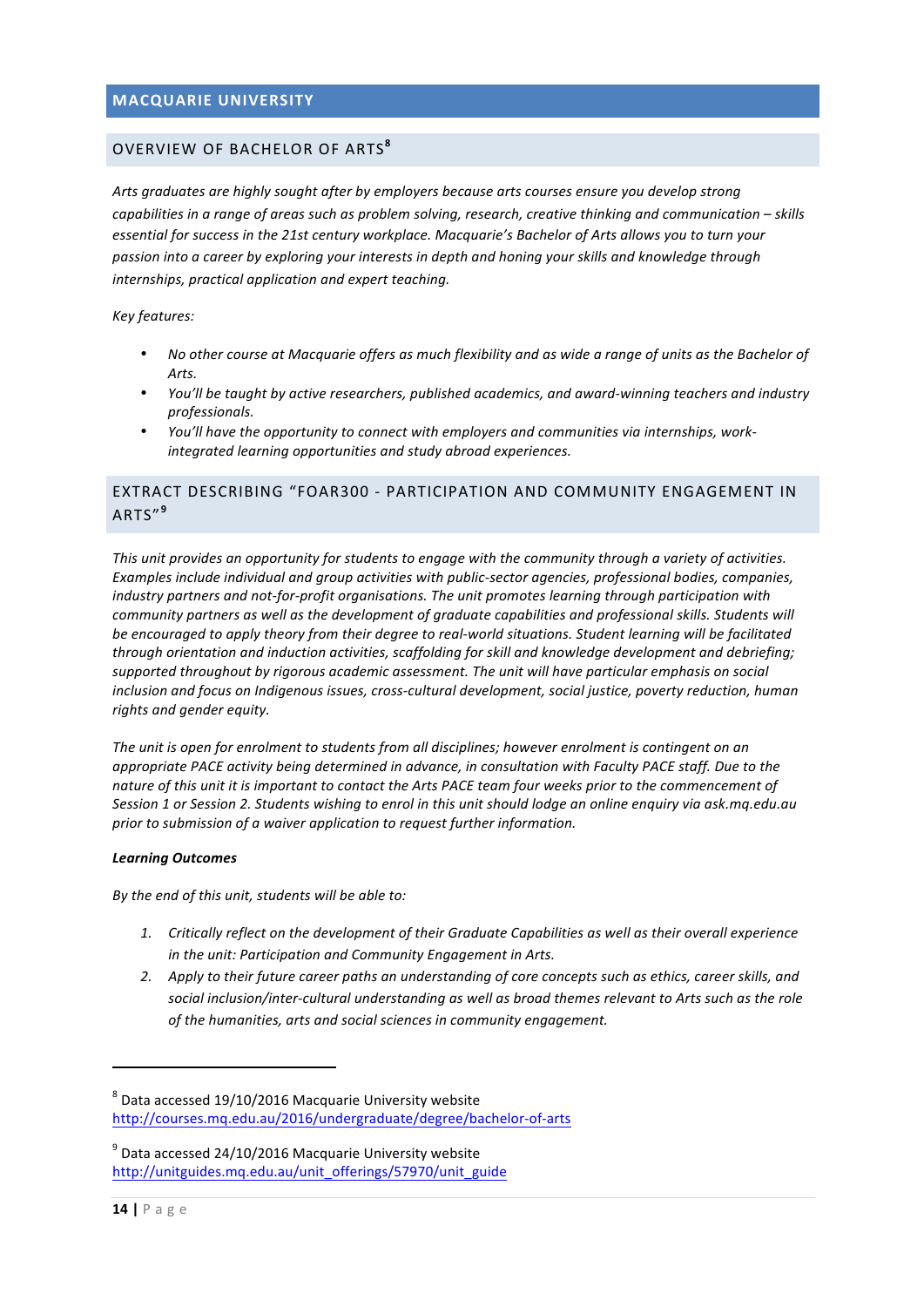## MACQUARIE UNIVERSITY

### OVERVIEW OF BACHELOR OF ARTS[8]

*Arts graduates are highly sought after by employers because arts courses ensure you develop strong capabilities in a range of areas such as problem solving, research, creative thinking and communication – skills essential for success in the 21st century workplace. Macquarie's Bachelor of Arts allows you to turn your passion into a career by exploring your interests in depth and honing your skills and knowledge through internships, practical application and expert teaching.*

*Key features:*

- *No other course at Macquarie offers as much flexibility and as wide a range of units as the Bachelor of Arts.*
- *You'll be taught by active researchers, published academics, and award-winning teachers and industry professionals.*
- *You'll have the opportunity to connect with employers and communities via internships, work-integrated learning opportunities and study abroad experiences.*

### EXTRACT DESCRIBING "FOAR300 - PARTICIPATION AND COMMUNITY ENGAGEMENT IN ARTS"[9]

*This unit provides an opportunity for students to engage with the community through a variety of activities. Examples include individual and group activities with public-sector agencies, professional bodies, companies, industry partners and not-for-profit organisations. The unit promotes learning through participation with community partners as well as the development of graduate capabilities and professional skills. Students will be encouraged to apply theory from their degree to real-world situations. Student learning will be facilitated through orientation and induction activities, scaffolding for skill and knowledge development and debriefing; supported throughout by rigorous academic assessment. The unit will have particular emphasis on social inclusion and focus on Indigenous issues, cross-cultural development, social justice, poverty reduction, human rights and gender equity.*

*The unit is open for enrolment to students from all disciplines; however enrolment is contingent on an appropriate PACE activity being determined in advance, in consultation with Faculty PACE staff. Due to the nature of this unit it is important to contact the Arts PACE team four weeks prior to the commencement of Session 1 or Session 2. Students wishing to enrol in this unit should lodge an online enquiry via ask.mq.edu.au prior to submission of a waiver application to request further information.*

***Learning Outcomes***

*By the end of this unit, students will be able to:*

1. *Critically reflect on the development of their Graduate Capabilities as well as their overall experience in the unit: Participation and Community Engagement in Arts.*
2. *Apply to their future career paths an understanding of core concepts such as ethics, career skills, and social inclusion/inter-cultural understanding as well as broad themes relevant to Arts such as the role of the humanities, arts and social sciences in community engagement.*

---

[8] Data accessed 19/10/2016 Macquarie University website http://courses.mq.edu.au/2016/undergraduate/degree/bachelor-of-arts

[9] Data accessed 24/10/2016 Macquarie University website http://unitguides.mq.edu.au/unit_offerings/57970/unit_guide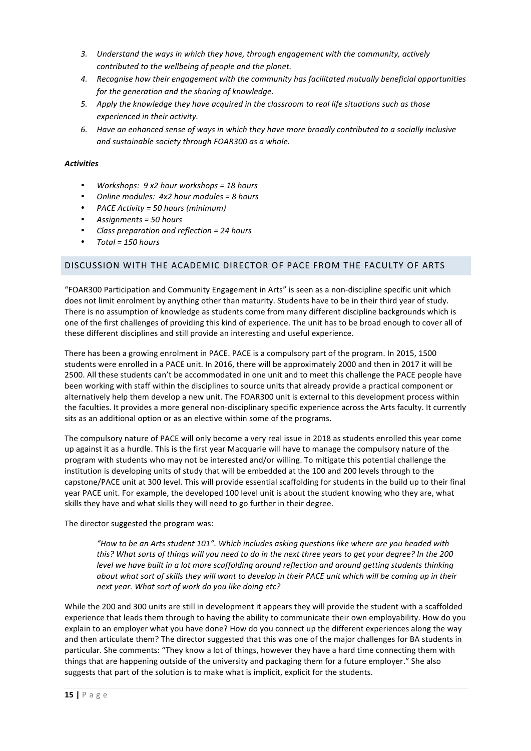3. *Understand the ways in which they have, through engagement with the community, actively contributed to the wellbeing of people and the planet.*
4. *Recognise how their engagement with the community has facilitated mutually beneficial opportunities for the generation and the sharing of knowledge.*
5. *Apply the knowledge they have acquired in the classroom to real life situations such as those experienced in their activity.*
6. *Have an enhanced sense of ways in which they have more broadly contributed to a socially inclusive and sustainable society through FOAR300 as a whole.*

***Activities***

- *Workshops: 9 x2 hour workshops = 18 hours*
- *Online modules: 4x2 hour modules = 8 hours*
- *PACE Activity = 50 hours (minimum)*
- *Assignments = 50 hours*
- *Class preparation and reflection = 24 hours*
- *Total = 150 hours*

## DISCUSSION WITH THE ACADEMIC DIRECTOR OF PACE FROM THE FACULTY OF ARTS

"FOAR300 Participation and Community Engagement in Arts" is seen as a non-discipline specific unit which does not limit enrolment by anything other than maturity. Students have to be in their third year of study. There is no assumption of knowledge as students come from many different discipline backgrounds which is one of the first challenges of providing this kind of experience. The unit has to be broad enough to cover all of these different disciplines and still provide an interesting and useful experience.

There has been a growing enrolment in PACE. PACE is a compulsory part of the program. In 2015, 1500 students were enrolled in a PACE unit. In 2016, there will be approximately 2000 and then in 2017 it will be 2500. All these students can't be accommodated in one unit and to meet this challenge the PACE people have been working with staff within the disciplines to source units that already provide a practical component or alternatively help them develop a new unit. The FOAR300 unit is external to this development process within the faculties. It provides a more general non-disciplinary specific experience across the Arts faculty. It currently sits as an additional option or as an elective within some of the programs.

The compulsory nature of PACE will only become a very real issue in 2018 as students enrolled this year come up against it as a hurdle. This is the first year Macquarie will have to manage the compulsory nature of the program with students who may not be interested and/or willing. To mitigate this potential challenge the institution is developing units of study that will be embedded at the 100 and 200 levels through to the capstone/PACE unit at 300 level. This will provide essential scaffolding for students in the build up to their final year PACE unit. For example, the developed 100 level unit is about the student knowing who they are, what skills they have and what skills they will need to go further in their degree.

The director suggested the program was:

> *"How to be an Arts student 101". Which includes asking questions like where are you headed with this? What sorts of things will you need to do in the next three years to get your degree? In the 200 level we have built in a lot more scaffolding around reflection and around getting students thinking about what sort of skills they will want to develop in their PACE unit which will be coming up in their next year. What sort of work do you like doing etc?*

While the 200 and 300 units are still in development it appears they will provide the student with a scaffolded experience that leads them through to having the ability to communicate their own employability. How do you explain to an employer what you have done? How do you connect up the different experiences along the way and then articulate them? The director suggested that this was one of the major challenges for BA students in particular. She comments: "They know a lot of things, however they have a hard time connecting them with things that are happening outside of the university and packaging them for a future employer." She also suggests that part of the solution is to make what is implicit, explicit for the students.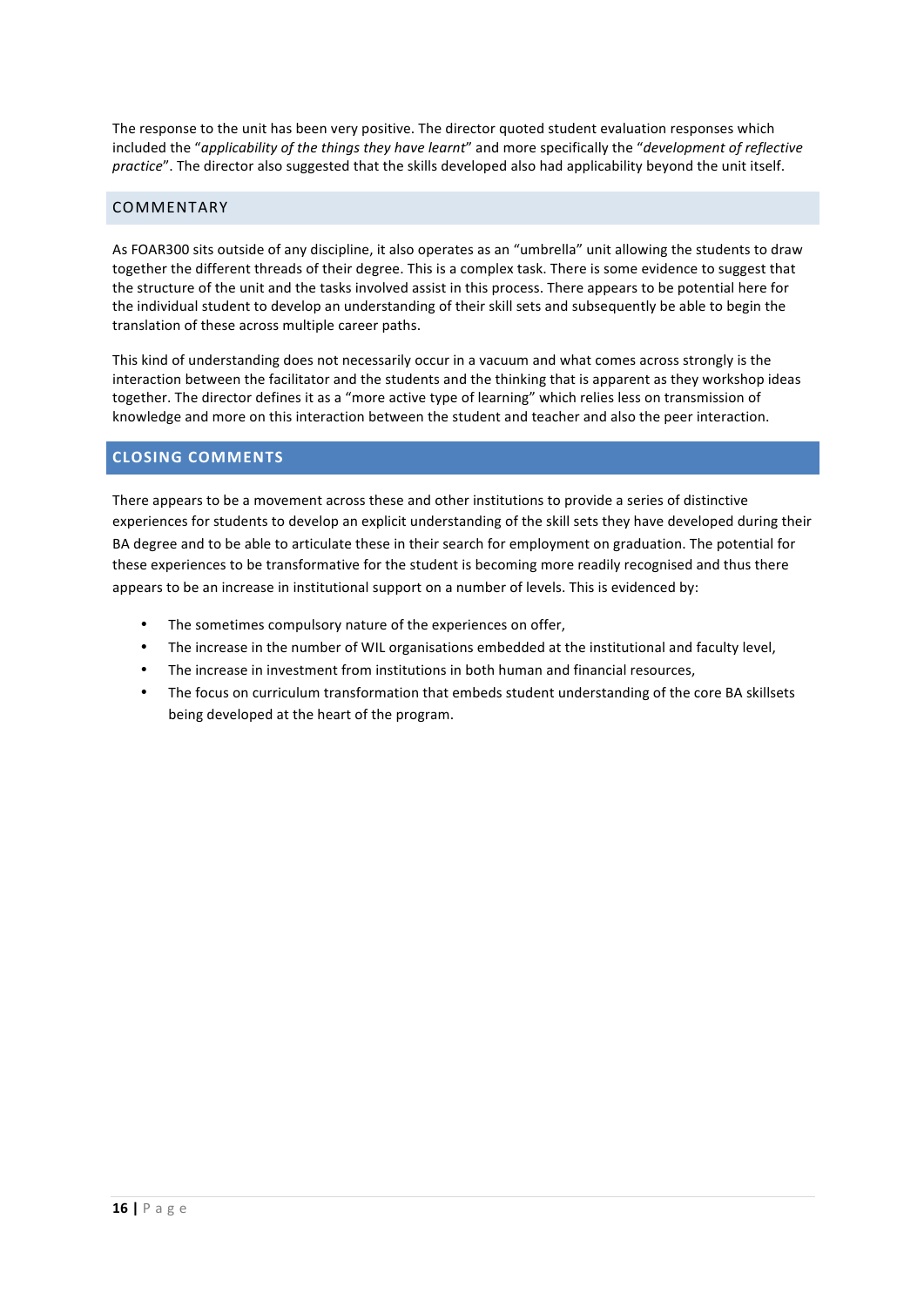The response to the unit has been very positive. The director quoted student evaluation responses which included the "*applicability of the things they have learnt*" and more specifically the "*development of reflective practice*". The director also suggested that the skills developed also had applicability beyond the unit itself.

## COMMENTARY

As FOAR300 sits outside of any discipline, it also operates as an "umbrella" unit allowing the students to draw together the different threads of their degree. This is a complex task. There is some evidence to suggest that the structure of the unit and the tasks involved assist in this process. There appears to be potential here for the individual student to develop an understanding of their skill sets and subsequently be able to begin the translation of these across multiple career paths.

This kind of understanding does not necessarily occur in a vacuum and what comes across strongly is the interaction between the facilitator and the students and the thinking that is apparent as they workshop ideas together. The director defines it as a "more active type of learning" which relies less on transmission of knowledge and more on this interaction between the student and teacher and also the peer interaction.

## CLOSING COMMENTS

There appears to be a movement across these and other institutions to provide a series of distinctive experiences for students to develop an explicit understanding of the skill sets they have developed during their BA degree and to be able to articulate these in their search for employment on graduation. The potential for these experiences to be transformative for the student is becoming more readily recognised and thus there appears to be an increase in institutional support on a number of levels. This is evidenced by:

- The sometimes compulsory nature of the experiences on offer,
- The increase in the number of WIL organisations embedded at the institutional and faculty level,
- The increase in investment from institutions in both human and financial resources,
- The focus on curriculum transformation that embeds student understanding of the core BA skillsets being developed at the heart of the program.